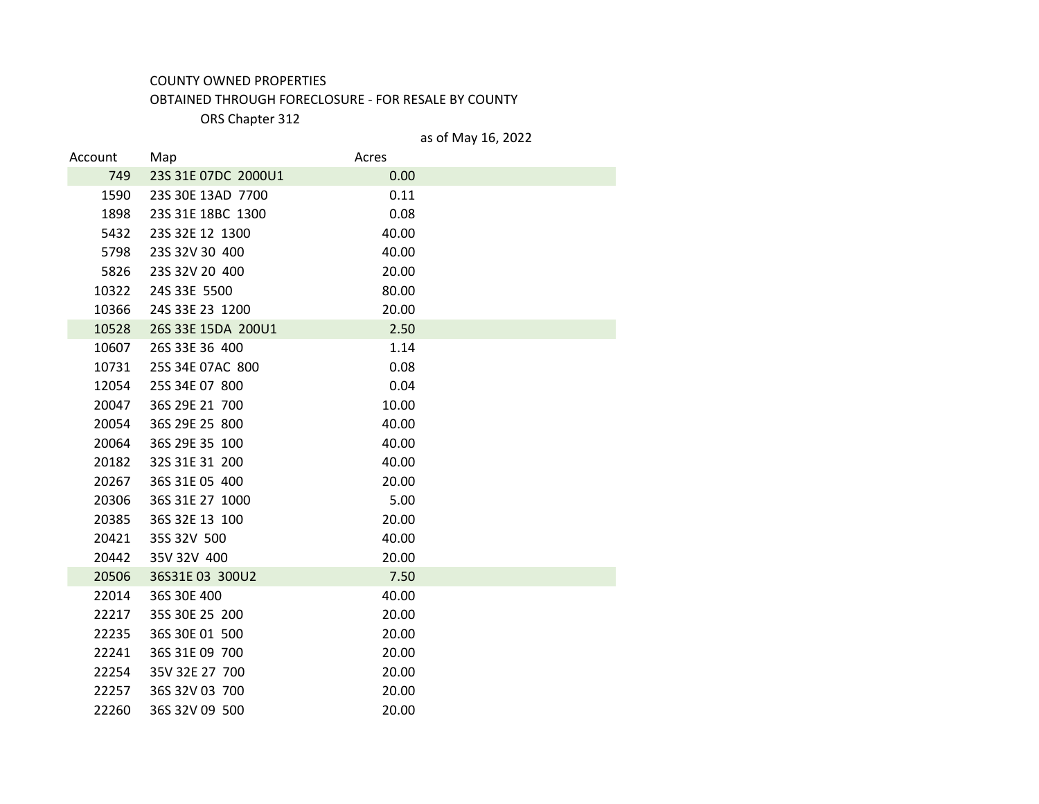COUNTY OWNED PROPERTIES

OBTAINED THROUGH FORECLOSURE - FOR RESALE BY COUNTY

ORS Chapter 312

as of May 16, 2022

| Account | Map | Acres |
|---|---|---|
| 749 | 23S 31E 07DC 2000U1 | 0.00 |
| 1590 | 23S 30E 13AD 7700 | 0.11 |
| 1898 | 23S 31E 18BC 1300 | 0.08 |
| 5432 | 23S 32E 12 1300 | 40.00 |
| 5798 | 23S 32V 30 400 | 40.00 |
| 5826 | 23S 32V 20 400 | 20.00 |
| 10322 | 24S 33E 5500 | 80.00 |
| 10366 | 24S 33E 23 1200 | 20.00 |
| 10528 | 26S 33E 15DA 200U1 | 2.50 |
| 10607 | 26S 33E 36 400 | 1.14 |
| 10731 | 25S 34E 07AC 800 | 0.08 |
| 12054 | 25S 34E 07 800 | 0.04 |
| 20047 | 36S 29E 21 700 | 10.00 |
| 20054 | 36S 29E 25 800 | 40.00 |
| 20064 | 36S 29E 35 100 | 40.00 |
| 20182 | 32S 31E 31 200 | 40.00 |
| 20267 | 36S 31E 05 400 | 20.00 |
| 20306 | 36S 31E 27 1000 | 5.00 |
| 20385 | 36S 32E 13 100 | 20.00 |
| 20421 | 35S 32V 500 | 40.00 |
| 20442 | 35V 32V 400 | 20.00 |
| 20506 | 36S31E 03 300U2 | 7.50 |
| 22014 | 36S 30E 400 | 40.00 |
| 22217 | 35S 30E 25 200 | 20.00 |
| 22235 | 36S 30E 01 500 | 20.00 |
| 22241 | 36S 31E 09 700 | 20.00 |
| 22254 | 35V 32E 27 700 | 20.00 |
| 22257 | 36S 32V 03 700 | 20.00 |
| 22260 | 36S 32V 09 500 | 20.00 |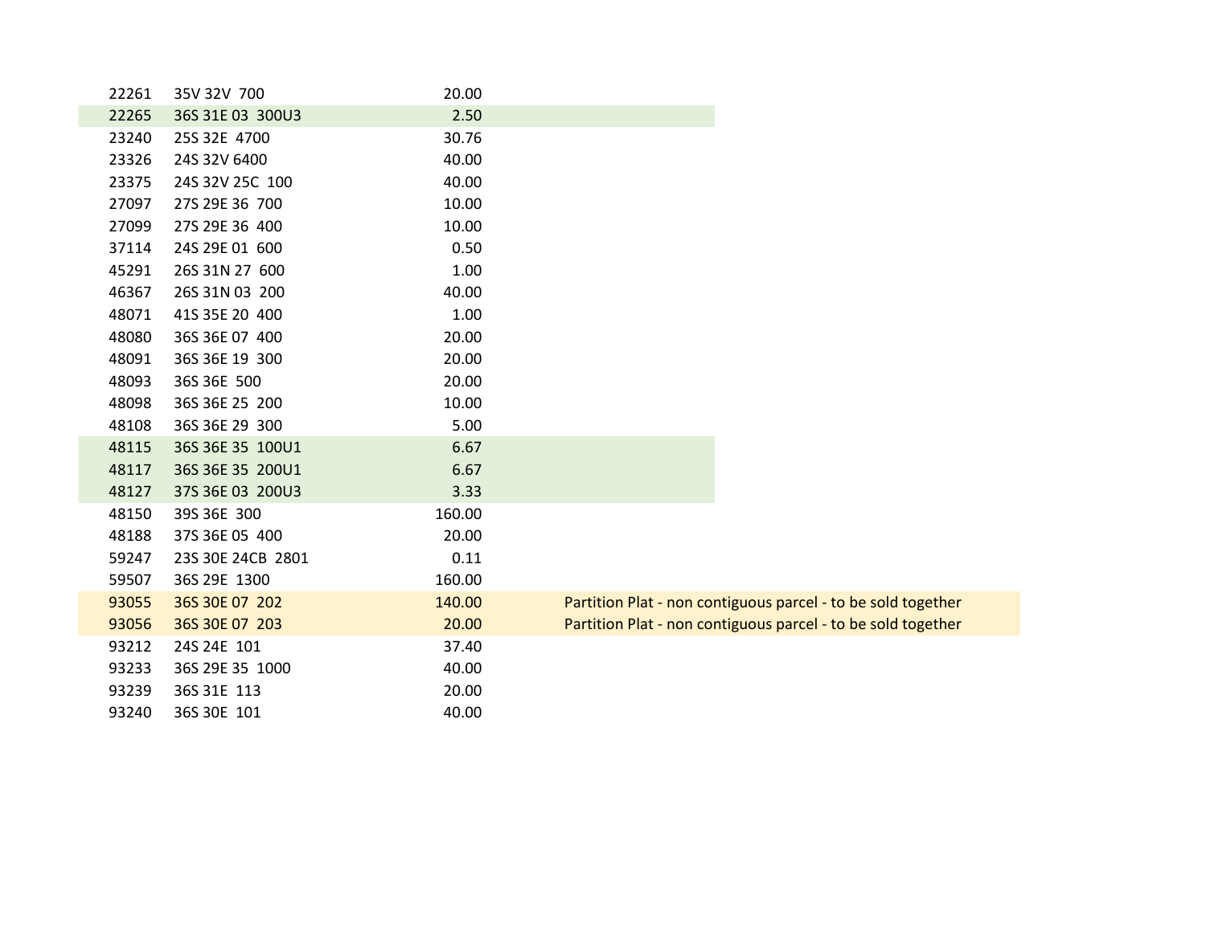| | | | |
|---|---|---|---|
| 22261 | 35V 32V 700 | 20.00 | |
| 22265 | 36S 31E 03 300U3 | 2.50 | |
| 23240 | 25S 32E 4700 | 30.76 | |
| 23326 | 24S 32V 6400 | 40.00 | |
| 23375 | 24S 32V 25C 100 | 40.00 | |
| 27097 | 27S 29E 36 700 | 10.00 | |
| 27099 | 27S 29E 36 400 | 10.00 | |
| 37114 | 24S 29E 01 600 | 0.50 | |
| 45291 | 26S 31N 27 600 | 1.00 | |
| 46367 | 26S 31N 03 200 | 40.00 | |
| 48071 | 41S 35E 20 400 | 1.00 | |
| 48080 | 36S 36E 07 400 | 20.00 | |
| 48091 | 36S 36E 19 300 | 20.00 | |
| 48093 | 36S 36E 500 | 20.00 | |
| 48098 | 36S 36E 25 200 | 10.00 | |
| 48108 | 36S 36E 29 300 | 5.00 | |
| 48115 | 36S 36E 35 100U1 | 6.67 | |
| 48117 | 36S 36E 35 200U1 | 6.67 | |
| 48127 | 37S 36E 03 200U3 | 3.33 | |
| 48150 | 39S 36E 300 | 160.00 | |
| 48188 | 37S 36E 05 400 | 20.00 | |
| 59247 | 23S 30E 24CB 2801 | 0.11 | |
| 59507 | 36S 29E 1300 | 160.00 | |
| 93055 | 36S 30E 07 202 | 140.00 | Partition Plat - non contiguous parcel - to be sold together |
| 93056 | 36S 30E 07 203 | 20.00 | Partition Plat - non contiguous parcel - to be sold together |
| 93212 | 24S 24E 101 | 37.40 | |
| 93233 | 36S 29E 35 1000 | 40.00 | |
| 93239 | 36S 31E 113 | 20.00 | |
| 93240 | 36S 30E 101 | 40.00 | |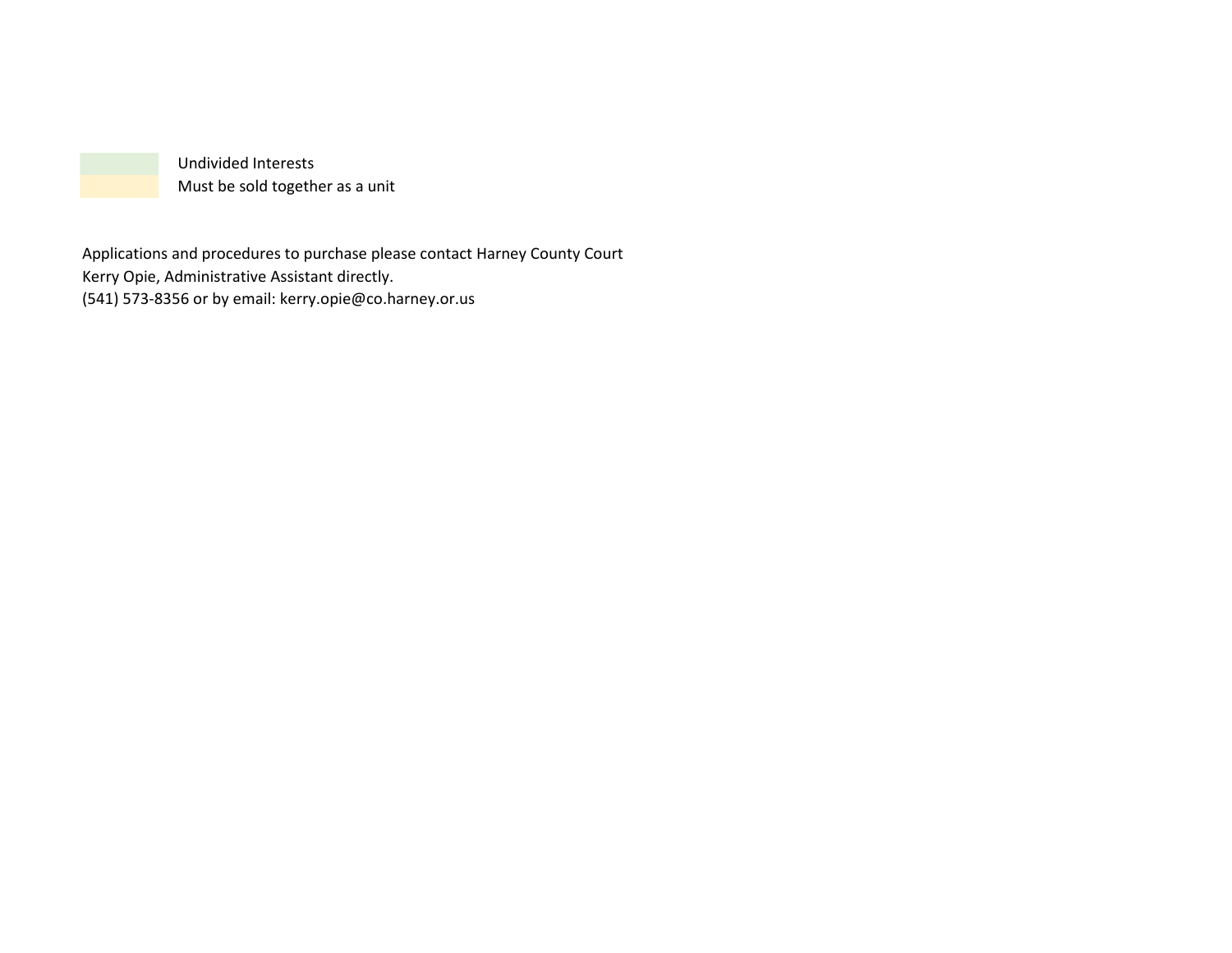Undivided Interests

Must be sold together as a unit

Applications and procedures to purchase please contact Harney County Court
Kerry Opie, Administrative Assistant directly.
(541) 573-8356 or by email: kerry.opie@co.harney.or.us